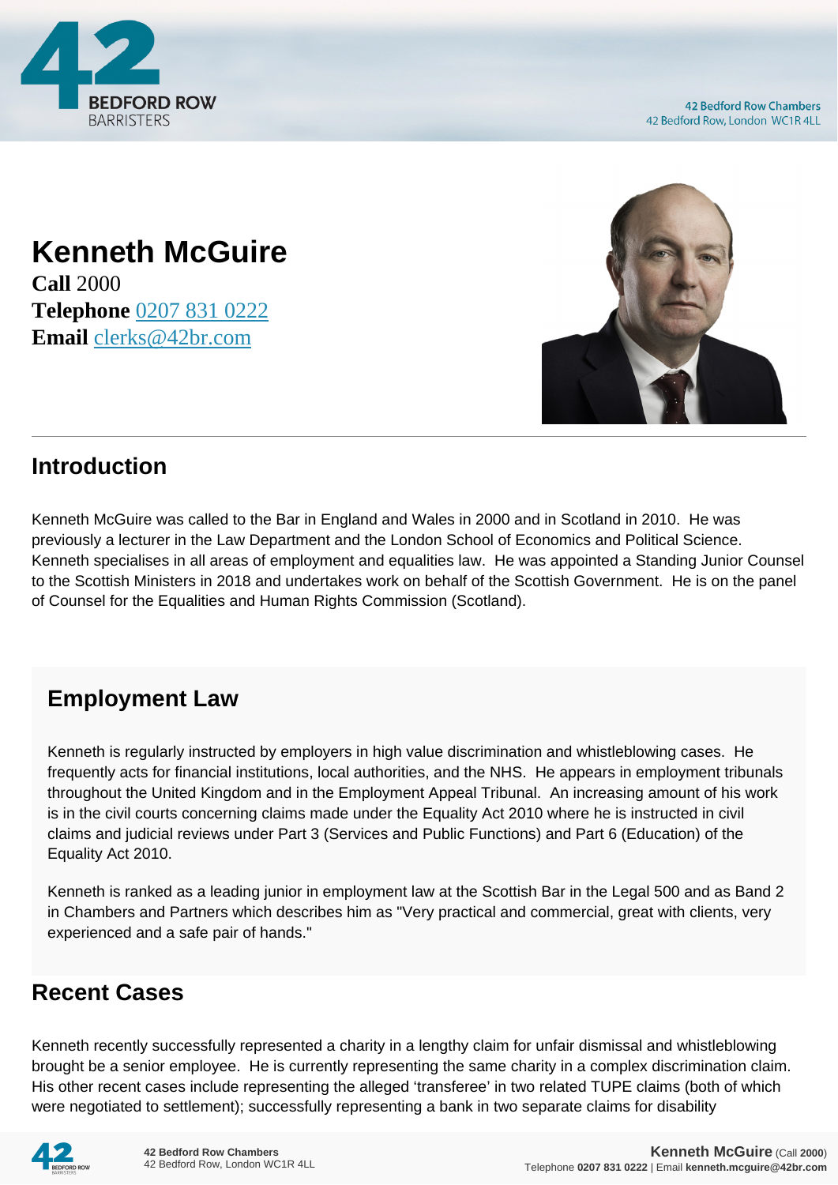# Kenneth McGuire

**Call** 2000
**Telephone** 0207 831 0222
**Email** clerks@42br.com

## Introduction

Kenneth McGuire was called to the Bar in England and Wales in 2000 and in Scotland in 2010. He was previously a lecturer in the Law Department and the London School of Economics and Political Science. Kenneth specialises in all areas of employment and equalities law. He was appointed a Standing Junior Counsel to the Scottish Ministers in 2018 and undertakes work on behalf of the Scottish Government. He is on the panel of Counsel for the Equalities and Human Rights Commission (Scotland).

## Employment Law

Kenneth is regularly instructed by employers in high value discrimination and whistleblowing cases. He frequently acts for financial institutions, local authorities, and the NHS. He appears in employment tribunals throughout the United Kingdom and in the Employment Appeal Tribunal. An increasing amount of his work is in the civil courts concerning claims made under the Equality Act 2010 where he is instructed in civil claims and judicial reviews under Part 3 (Services and Public Functions) and Part 6 (Education) of the Equality Act 2010.

Kenneth is ranked as a leading junior in employment law at the Scottish Bar in the Legal 500 and as Band 2 in Chambers and Partners which describes him as "Very practical and commercial, great with clients, very experienced and a safe pair of hands."

## Recent Cases

Kenneth recently successfully represented a charity in a lengthy claim for unfair dismissal and whistleblowing brought be a senior employee. He is currently representing the same charity in a complex discrimination claim. His other recent cases include representing the alleged 'transferee' in two related TUPE claims (both of which were negotiated to settlement); successfully representing a bank in two separate claims for disability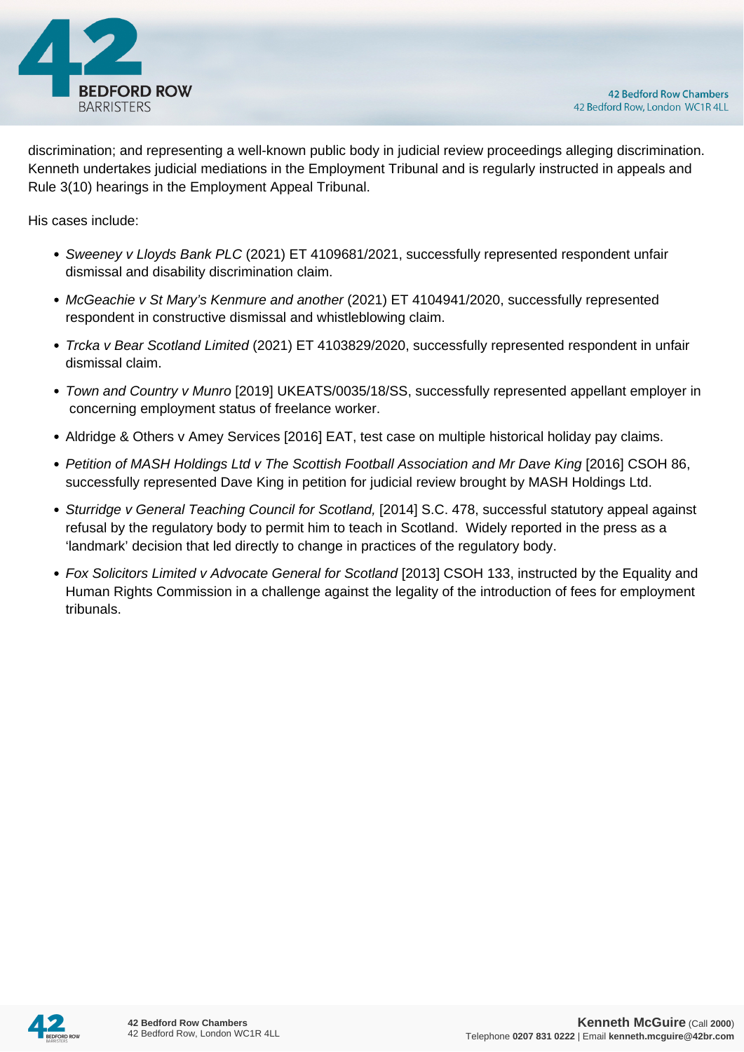discrimination; and representing a well-known public body in judicial review proceedings alleging discrimination. Kenneth undertakes judicial mediations in the Employment Tribunal and is regularly instructed in appeals and Rule 3(10) hearings in the Employment Appeal Tribunal.

His cases include:

- *Sweeney v Lloyds Bank PLC* (2021) ET 4109681/2021, successfully represented respondent unfair dismissal and disability discrimination claim.
- *McGeachie v St Mary's Kenmure and another* (2021) ET 4104941/2020, successfully represented respondent in constructive dismissal and whistleblowing claim.
- *Trcka v Bear Scotland Limited* (2021) ET 4103829/2020, successfully represented respondent in unfair dismissal claim.
- *Town and Country v Munro* [2019] UKEATS/0035/18/SS, successfully represented appellant employer in concerning employment status of freelance worker.
- Aldridge & Others v Amey Services [2016] EAT, test case on multiple historical holiday pay claims.
- *Petition of MASH Holdings Ltd v The Scottish Football Association and Mr Dave King* [2016] CSOH 86, successfully represented Dave King in petition for judicial review brought by MASH Holdings Ltd.
- *Sturridge v General Teaching Council for Scotland,* [2014] S.C. 478, successful statutory appeal against refusal by the regulatory body to permit him to teach in Scotland. Widely reported in the press as a 'landmark' decision that led directly to change in practices of the regulatory body.
- *Fox Solicitors Limited v Advocate General for Scotland* [2013] CSOH 133, instructed by the Equality and Human Rights Commission in a challenge against the legality of the introduction of fees for employment tribunals.